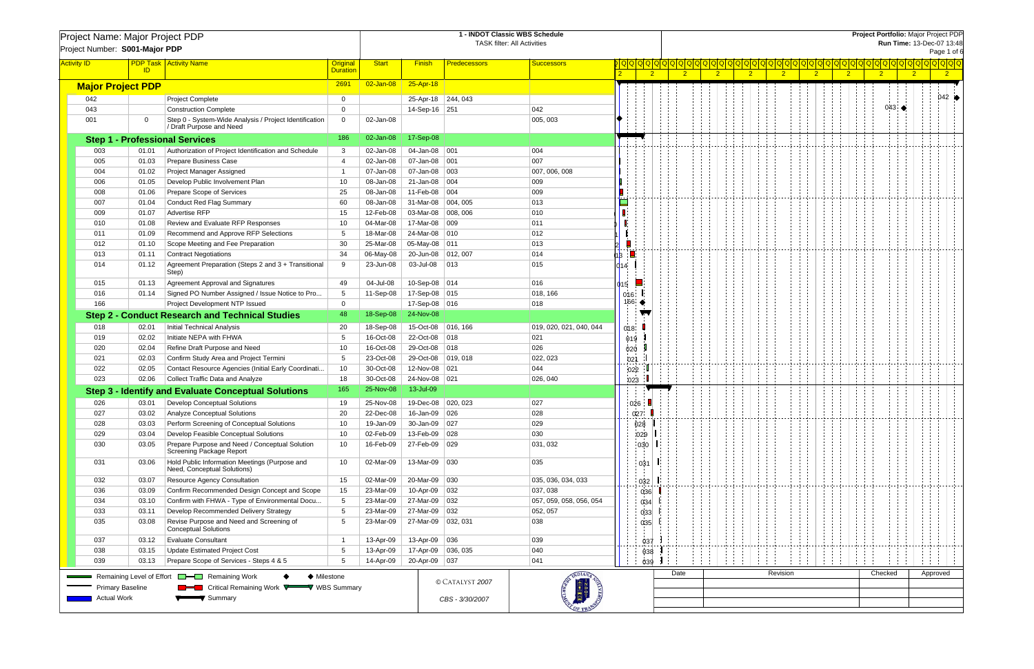Project Name: Major Project PDP

Project Number: **S001-Major PDP**

**1 - INDOT Classic WBS Schedule**

TASK filter: All Activities

**Project Portfolio:** Major Project PDP

**Run Time:** 13-Dec-07 13:48

| Activity ID | PDP Task ID | Activity Name | Original Duration | Start | Finish | Predecessors | Successors |
|---|---|---|---|---|---|---|---|
| **Major Project PDP** | | | 2691 | 02-Jan-08 | 25-Apr-18 | | |
| 042 | | Project Complete | 0 | | 25-Apr-18 | 244, 043 | |
| 043 | | Construction Complete | 0 | | 14-Sep-16 | 251 | 042 |
| 001 | 0 | Step 0 - System-Wide Analysis / Project Identification / Draft Purpose and Need | 0 | 02-Jan-08 | | | 005, 003 |
| **Step 1 - Professional Services** | | | 186 | 02-Jan-08 | 17-Sep-08 | | |
| 003 | 01.01 | Authorization of Project Identification and Schedule | 3 | 02-Jan-08 | 04-Jan-08 | 001 | 004 |
| 005 | 01.03 | Prepare Business Case | 4 | 02-Jan-08 | 07-Jan-08 | 001 | 007 |
| 004 | 01.02 | Project Manager Assigned | 1 | 07-Jan-08 | 07-Jan-08 | 003 | 007, 006, 008 |
| 006 | 01.05 | Develop Public Involvement Plan | 10 | 08-Jan-08 | 21-Jan-08 | 004 | 009 |
| 008 | 01.06 | Prepare Scope of Services | 25 | 08-Jan-08 | 11-Feb-08 | 004 | 009 |
| 007 | 01.04 | Conduct Red Flag Summary | 60 | 08-Jan-08 | 31-Mar-08 | 004, 005 | 013 |
| 009 | 01.07 | Advertise RFP | 15 | 12-Feb-08 | 03-Mar-08 | 008, 006 | 010 |
| 010 | 01.08 | Review and Evaluate RFP Responses | 10 | 04-Mar-08 | 17-Mar-08 | 009 | 011 |
| 011 | 01.09 | Recommend and Approve RFP Selections | 5 | 18-Mar-08 | 24-Mar-08 | 010 | 012 |
| 012 | 01.10 | Scope Meeting and Fee Preparation | 30 | 25-Mar-08 | 05-May-08 | 011 | 013 |
| 013 | 01.11 | Contract Negotiations | 34 | 06-May-08 | 20-Jun-08 | 012, 007 | 014 |
| 014 | 01.12 | Agreement Preparation (Steps 2 and 3 + Transitional Step) | 9 | 23-Jun-08 | 03-Jul-08 | 013 | 015 |
| 015 | 01.13 | Agreement Approval and Signatures | 49 | 04-Jul-08 | 10-Sep-08 | 014 | 016 |
| 016 | 01.14 | Signed PO Number Assigned / Issue Notice to Pro... | 5 | 11-Sep-08 | 17-Sep-08 | 015 | 018, 166 |
| 166 | | Project Development NTP Issued | 0 | | 17-Sep-08 | 016 | 018 |
| **Step 2 - Conduct Research and Technical Studies** | | | 48 | 18-Sep-08 | 24-Nov-08 | | |
| 018 | 02.01 | Initial Technical Analysis | 20 | 18-Sep-08 | 15-Oct-08 | 016, 166 | 019, 020, 021, 040, 044 |
| 019 | 02.02 | Initiate NEPA with FHWA | 5 | 16-Oct-08 | 22-Oct-08 | 018 | 021 |
| 020 | 02.04 | Refine Draft Purpose and Need | 10 | 16-Oct-08 | 29-Oct-08 | 018 | 026 |
| 021 | 02.03 | Confirm Study Area and Project Termini | 5 | 23-Oct-08 | 29-Oct-08 | 019, 018 | 022, 023 |
| 022 | 02.05 | Contact Resource Agencies (Initial Early Coordinati... | 10 | 30-Oct-08 | 12-Nov-08 | 021 | 044 |
| 023 | 02.06 | Collect Traffic Data and Analyze | 18 | 30-Oct-08 | 24-Nov-08 | 021 | 026, 040 |
| **Step 3 - Identify and Evaluate Conceptual Solutions** | | | 165 | 25-Nov-08 | 13-Jul-09 | | |
| 026 | 03.01 | Develop Conceptual Solutions | 19 | 25-Nov-08 | 19-Dec-08 | 020, 023 | 027 |
| 027 | 03.02 | Analyze Conceptual Solutions | 20 | 22-Dec-08 | 16-Jan-09 | 026 | 028 |
| 028 | 03.03 | Perform Screening of Conceptual Solutions | 10 | 19-Jan-09 | 30-Jan-09 | 027 | 029 |
| 029 | 03.04 | Develop Feasible Conceptual Solutions | 10 | 02-Feb-09 | 13-Feb-09 | 028 | 030 |
| 030 | 03.05 | Prepare Purpose and Need / Conceptual Solution Screening Package Report | 10 | 16-Feb-09 | 27-Feb-09 | 029 | 031, 032 |
| 031 | 03.06 | Hold Public Information Meetings (Purpose and Need, Conceptual Solutions) | 10 | 02-Mar-09 | 13-Mar-09 | 030 | 035 |
| 032 | 03.07 | Resource Agency Consultation | 15 | 02-Mar-09 | 20-Mar-09 | 030 | 035, 036, 034, 033 |
| 036 | 03.09 | Confirm Recommended Design Concept and Scope | 15 | 23-Mar-09 | 10-Apr-09 | 032 | 037, 038 |
| 034 | 03.10 | Confirm with FHWA - Type of Environmental Docu... | 5 | 23-Mar-09 | 27-Mar-09 | 032 | 057, 059, 058, 056, 054 |
| 033 | 03.11 | Develop Recommended Delivery Strategy | 5 | 23-Mar-09 | 27-Mar-09 | 032 | 052, 057 |
| 035 | 03.08 | Revise Purpose and Need and Screening of Conceptual Solutions | 5 | 23-Mar-09 | 27-Mar-09 | 032, 031 | 038 |
| 037 | 03.12 | Evaluate Consultant | 1 | 13-Apr-09 | 13-Apr-09 | 036 | 039 |
| 038 | 03.15 | Update Estimated Project Cost | 5 | 13-Apr-09 | 17-Apr-09 | 036, 035 | 040 |
| 039 | 03.13 | Prepare Scope of Services - Steps 4 & 5 | 5 | 14-Apr-09 | 20-Apr-09 | 037 | 041 |

Legend: Remaining Level of Effort; Remaining Work; Milestone; Primary Baseline; Critical Remaining Work; WBS Summary; Actual Work; Summary

© CATALYST 2007

CBS - 3/30/2007

| Date | Revision | Checked | Approved |
|---|---|---|---|
| | | | |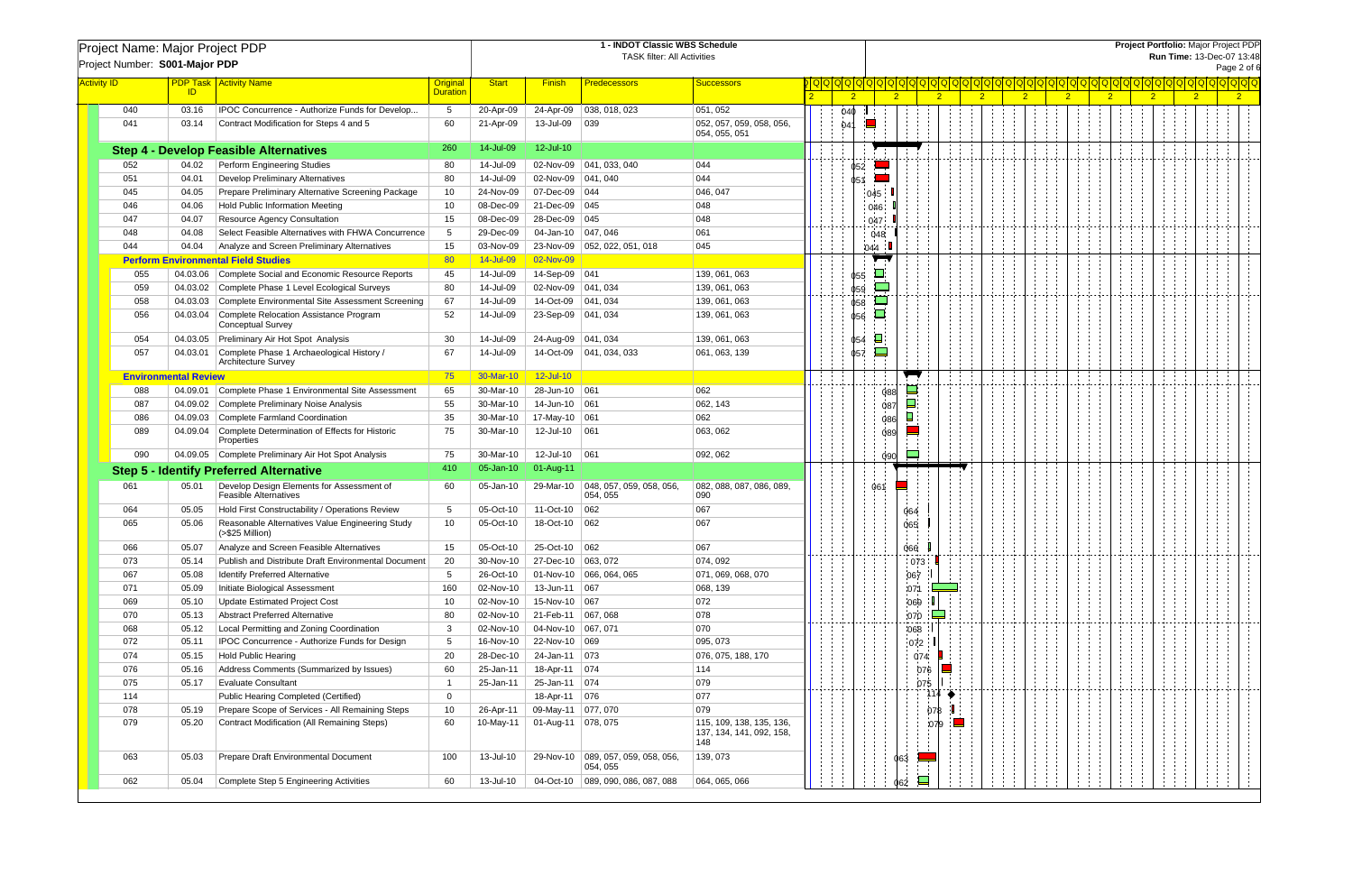Project Name: Major Project PDP
Project Number: S001-Major PDP

**1 - INDOT Classic WBS Schedule**
TASK filter: All Activities

**Project Portfolio:** Major Project PDP
**Run Time:** 13-Dec-07 13:48

| Activity ID | PDP Task ID | Activity Name | Original Duration | Start | Finish | Predecessors | Successors |
|---|---|---|---|---|---|---|---|
| 040 | 03.16 | IPOC Concurrence - Authorize Funds for Develop... | 5 | 20-Apr-09 | 24-Apr-09 | 038, 018, 023 | 051, 052 |
| 041 | 03.14 | Contract Modification for Steps 4 and 5 | 60 | 21-Apr-09 | 13-Jul-09 | 039 | 052, 057, 059, 058, 056, 054, 055, 051 |
| **Step 4 - Develop Feasible Alternatives** | | | 260 | 14-Jul-09 | 12-Jul-10 | | |
| 052 | 04.02 | Perform Engineering Studies | 80 | 14-Jul-09 | 02-Nov-09 | 041, 033, 040 | 044 |
| 051 | 04.01 | Develop Preliminary Alternatives | 80 | 14-Jul-09 | 02-Nov-09 | 041, 040 | 044 |
| 045 | 04.05 | Prepare Preliminary Alternative Screening Package | 10 | 24-Nov-09 | 07-Dec-09 | 044 | 046, 047 |
| 046 | 04.06 | Hold Public Information Meeting | 10 | 08-Dec-09 | 21-Dec-09 | 045 | 048 |
| 047 | 04.07 | Resource Agency Consultation | 15 | 08-Dec-09 | 28-Dec-09 | 045 | 048 |
| 048 | 04.08 | Select Feasible Alternatives with FHWA Concurrence | 5 | 29-Dec-09 | 04-Jan-10 | 047, 046 | 061 |
| 044 | 04.04 | Analyze and Screen Preliminary Alternatives | 15 | 03-Nov-09 | 23-Nov-09 | 052, 022, 051, 018 | 045 |
| **Perform Environmental Field Studies** | | | 80 | 14-Jul-09 | 02-Nov-09 | | |
| 055 | 04.03.06 | Complete Social and Economic Resource Reports | 45 | 14-Jul-09 | 14-Sep-09 | 041 | 139, 061, 063 |
| 059 | 04.03.02 | Complete Phase 1 Level Ecological Surveys | 80 | 14-Jul-09 | 02-Nov-09 | 041, 034 | 139, 061, 063 |
| 058 | 04.03.03 | Complete Environmental Site Assessment Screening | 67 | 14-Jul-09 | 14-Oct-09 | 041, 034 | 139, 061, 063 |
| 056 | 04.03.04 | Complete Relocation Assistance Program Conceptual Survey | 52 | 14-Jul-09 | 23-Sep-09 | 041, 034 | 139, 061, 063 |
| 054 | 04.03.05 | Preliminary Air Hot Spot Analysis | 30 | 14-Jul-09 | 24-Aug-09 | 041, 034 | 139, 061, 063 |
| 057 | 04.03.01 | Complete Phase 1 Archaeological History / Architecture Survey | 67 | 14-Jul-09 | 14-Oct-09 | 041, 034, 033 | 061, 063, 139 |
| **Environmental Review** | | | 75 | 30-Mar-10 | 12-Jul-10 | | |
| 088 | 04.09.01 | Complete Phase 1 Environmental Site Assessment | 65 | 30-Mar-10 | 28-Jun-10 | 061 | 062 |
| 087 | 04.09.02 | Complete Preliminary Noise Analysis | 55 | 30-Mar-10 | 14-Jun-10 | 061 | 062, 143 |
| 086 | 04.09.03 | Complete Farmland Coordination | 35 | 30-Mar-10 | 17-May-10 | 061 | 062 |
| 089 | 04.09.04 | Complete Determination of Effects for Historic Properties | 75 | 30-Mar-10 | 12-Jul-10 | 061 | 063, 062 |
| 090 | 04.09.05 | Complete Preliminary Air Hot Spot Analysis | 75 | 30-Mar-10 | 12-Jul-10 | 061 | 092, 062 |
| **Step 5 - Identify Preferred Alternative** | | | 410 | 05-Jan-10 | 01-Aug-11 | | |
| 061 | 05.01 | Develop Design Elements for Assessment of Feasible Alternatives | 60 | 05-Jan-10 | 29-Mar-10 | 048, 057, 059, 058, 056, 054, 055 | 082, 088, 087, 086, 089, 090 |
| 064 | 05.05 | Hold First Constructability / Operations Review | 5 | 05-Oct-10 | 11-Oct-10 | 062 | 067 |
| 065 | 05.06 | Reasonable Alternatives Value Engineering Study (>$25 Million) | 10 | 05-Oct-10 | 18-Oct-10 | 062 | 067 |
| 066 | 05.07 | Analyze and Screen Feasible Alternatives | 15 | 05-Oct-10 | 25-Oct-10 | 062 | 067 |
| 073 | 05.14 | Publish and Distribute Draft Environmental Document | 20 | 30-Nov-10 | 27-Dec-10 | 063, 072 | 074, 092 |
| 067 | 05.08 | Identify Preferred Alternative | 5 | 26-Oct-10 | 01-Nov-10 | 066, 064, 065 | 071, 069, 068, 070 |
| 071 | 05.09 | Initiate Biological Assessment | 160 | 02-Nov-10 | 13-Jun-11 | 067 | 068, 139 |
| 069 | 05.10 | Update Estimated Project Cost | 10 | 02-Nov-10 | 15-Nov-10 | 067 | 072 |
| 070 | 05.13 | Abstract Preferred Alternative | 80 | 02-Nov-10 | 21-Feb-11 | 067, 068 | 078 |
| 068 | 05.12 | Local Permitting and Zoning Coordination | 3 | 02-Nov-10 | 04-Nov-10 | 067, 071 | 070 |
| 072 | 05.11 | IPOC Concurrence - Authorize Funds for Design | 5 | 16-Nov-10 | 22-Nov-10 | 069 | 095, 073 |
| 074 | 05.15 | Hold Public Hearing | 20 | 28-Dec-10 | 24-Jan-11 | 073 | 076, 075, 188, 170 |
| 076 | 05.16 | Address Comments (Summarized by Issues) | 60 | 25-Jan-11 | 18-Apr-11 | 074 | 114 |
| 075 | 05.17 | Evaluate Consultant | 1 | 25-Jan-11 | 25-Jan-11 | 074 | 079 |
| 114 | | Public Hearing Completed (Certified) | 0 | | 18-Apr-11 | 076 | 077 |
| 078 | 05.19 | Prepare Scope of Services - All Remaining Steps | 10 | 26-Apr-11 | 09-May-11 | 077, 070 | 079 |
| 079 | 05.20 | Contract Modification (All Remaining Steps) | 60 | 10-May-11 | 01-Aug-11 | 078, 075 | 115, 109, 138, 135, 136, 137, 134, 141, 092, 158, 148 |
| 063 | 05.03 | Prepare Draft Environmental Document | 100 | 13-Jul-10 | 29-Nov-10 | 089, 057, 059, 058, 056, 054, 055 | 139, 073 |
| 062 | 05.04 | Complete Step 5 Engineering Activities | 60 | 13-Jul-10 | 04-Oct-10 | 089, 090, 086, 087, 088 | 064, 065, 066 |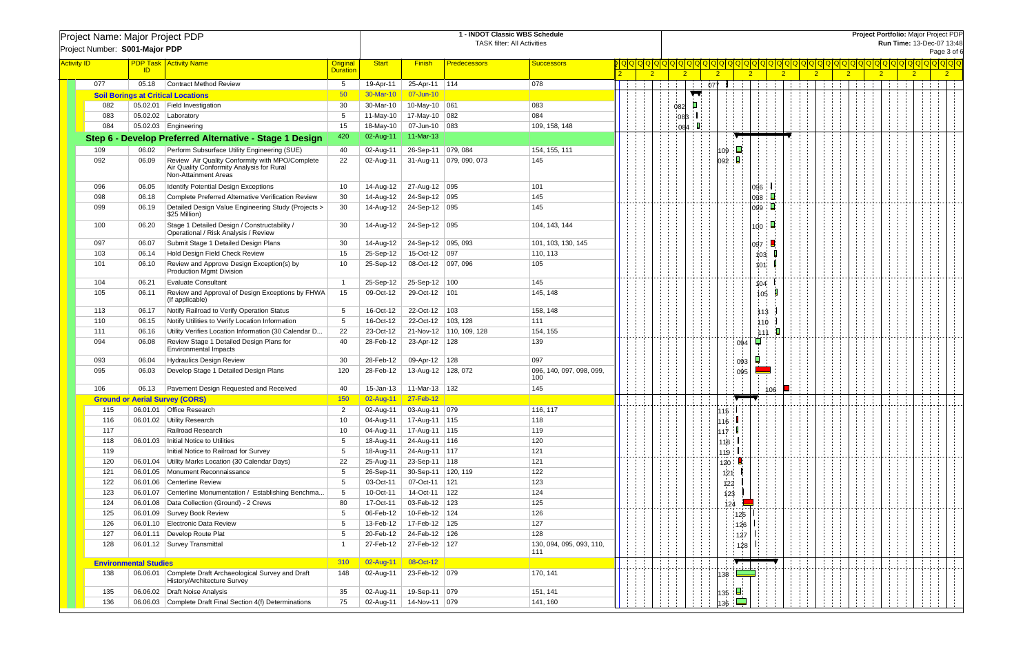Project Name: Major Project PDP
Project Number: S001-Major PDP

**1 - INDOT Classic WBS Schedule**
TASK filter: All Activities

**Project Portfolio:** Major Project PDP
**Run Time:** 13-Dec-07 13:48

| Activity ID | PDP Task ID | Activity Name | Original Duration | Start | Finish | Predecessors | Successors |
|---|---|---|---|---|---|---|---|
| 077 | 05.18 | Contract Method Review | 5 | 19-Apr-11 | 25-Apr-11 | 114 | 078 |
| **Soil Borings at Critical Locations** | | | 50 | 30-Mar-10 | 07-Jun-10 | | |
| 082 | 05.02.01 | Field Investigation | 30 | 30-Mar-10 | 10-May-10 | 061 | 083 |
| 083 | 05.02.02 | Laboratory | 5 | 11-May-10 | 17-May-10 | 082 | 084 |
| 084 | 05.02.03 | Engineering | 15 | 18-May-10 | 07-Jun-10 | 083 | 109, 158, 148 |
| **Step 6 - Develop Preferred Alternative - Stage 1 Design** | | | 420 | 02-Aug-11 | 11-Mar-13 | | |
| 109 | 06.02 | Perform Subsurface Utility Engineering (SUE) | 40 | 02-Aug-11 | 26-Sep-11 | 079, 084 | 154, 155, 111 |
| 092 | 06.09 | Review Air Quality Conformity with MPO/Complete Air Quality Conformity Analysis for Rural Non-Attainment Areas | 22 | 02-Aug-11 | 31-Aug-11 | 079, 090, 073 | 145 |
| 096 | 06.05 | Identify Potential Design Exceptions | 10 | 14-Aug-12 | 27-Aug-12 | 095 | 101 |
| 098 | 06.18 | Complete Preferred Alternative Verification Review | 30 | 14-Aug-12 | 24-Sep-12 | 095 | 145 |
| 099 | 06.19 | Detailed Design Value Engineering Study (Projects > $25 Million) | 30 | 14-Aug-12 | 24-Sep-12 | 095 | 145 |
| 100 | 06.20 | Stage 1 Detailed Design / Constructability / Operational / Risk Analysis / Review | 30 | 14-Aug-12 | 24-Sep-12 | 095 | 104, 143, 144 |
| 097 | 06.07 | Submit Stage 1 Detailed Design Plans | 30 | 14-Aug-12 | 24-Sep-12 | 095, 093 | 101, 103, 130, 145 |
| 103 | 06.14 | Hold Design Field Check Review | 15 | 25-Sep-12 | 15-Oct-12 | 097 | 110, 113 |
| 101 | 06.10 | Review and Approve Design Exception(s) by Production Mgmt Division | 10 | 25-Sep-12 | 08-Oct-12 | 097, 096 | 105 |
| 104 | 06.21 | Evaluate Consultant | 1 | 25-Sep-12 | 25-Sep-12 | 100 | 145 |
| 105 | 06.11 | Review and Approval of Design Exceptions by FHWA (If applicable) | 15 | 09-Oct-12 | 29-Oct-12 | 101 | 145, 148 |
| 113 | 06.17 | Notify Railroad to Verify Operation Status | 5 | 16-Oct-12 | 22-Oct-12 | 103 | 158, 148 |
| 110 | 06.15 | Notify Utilities to Verify Location Information | 5 | 16-Oct-12 | 22-Oct-12 | 103, 128 | 111 |
| 111 | 06.16 | Utility Verifies Location Information (30 Calendar D... | 22 | 23-Oct-12 | 21-Nov-12 | 110, 109, 128 | 154, 155 |
| 094 | 06.08 | Review Stage 1 Detailed Design Plans for Environmental Impacts | 40 | 28-Feb-12 | 23-Apr-12 | 128 | 139 |
| 093 | 06.04 | Hydraulics Design Review | 30 | 28-Feb-12 | 09-Apr-12 | 128 | 097 |
| 095 | 06.03 | Develop Stage 1 Detailed Design Plans | 120 | 28-Feb-12 | 13-Aug-12 | 128, 072 | 096, 140, 097, 098, 099, 100 |
| 106 | 06.13 | Pavement Design Requested and Received | 40 | 15-Jan-13 | 11-Mar-13 | 132 | 145 |
| **Ground or Aerial Survey (CORS)** | | | 150 | 02-Aug-11 | 27-Feb-12 | | |
| 115 | 06.01.01 | Office Research | 2 | 02-Aug-11 | 03-Aug-11 | 079 | 116, 117 |
| 116 | 06.01.02 | Utility Research | 10 | 04-Aug-11 | 17-Aug-11 | 115 | 118 |
| 117 | | Railroad Research | 10 | 04-Aug-11 | 17-Aug-11 | 115 | 119 |
| 118 | 06.01.03 | Initial Notice to Utilities | 5 | 18-Aug-11 | 24-Aug-11 | 116 | 120 |
| 119 | | Initial Notice to Railroad for Survey | 5 | 18-Aug-11 | 24-Aug-11 | 117 | 121 |
| 120 | 06.01.04 | Utility Marks Location (30 Calendar Days) | 22 | 25-Aug-11 | 23-Sep-11 | 118 | 121 |
| 121 | 06.01.05 | Monument Reconnaissance | 5 | 26-Sep-11 | 30-Sep-11 | 120, 119 | 122 |
| 122 | 06.01.06 | Centerline Review | 5 | 03-Oct-11 | 07-Oct-11 | 121 | 123 |
| 123 | 06.01.07 | Centerline Monumentation / Establishing Benchma... | 5 | 10-Oct-11 | 14-Oct-11 | 122 | 124 |
| 124 | 06.01.08 | Data Collection (Ground) - 2 Crews | 80 | 17-Oct-11 | 03-Feb-12 | 123 | 125 |
| 125 | 06.01.09 | Survey Book Review | 5 | 06-Feb-12 | 10-Feb-12 | 124 | 126 |
| 126 | 06.01.10 | Electronic Data Review | 5 | 13-Feb-12 | 17-Feb-12 | 125 | 127 |
| 127 | 06.01.11 | Develop Route Plat | 5 | 20-Feb-12 | 24-Feb-12 | 126 | 128 |
| 128 | 06.01.12 | Survey Transmittal | 1 | 27-Feb-12 | 27-Feb-12 | 127 | 130, 094, 095, 093, 110, 111 |
| **Environmental Studies** | | | 310 | 02-Aug-11 | 08-Oct-12 | | |
| 138 | 06.06.01 | Complete Draft Archaeological Survey and Draft History/Architecture Survey | 148 | 02-Aug-11 | 23-Feb-12 | 079 | 170, 141 |
| 135 | 06.06.02 | Draft Noise Analysis | 35 | 02-Aug-11 | 19-Sep-11 | 079 | 151, 141 |
| 136 | 06.06.03 | Complete Draft Final Section 4(f) Determinations | 75 | 02-Aug-11 | 14-Nov-11 | 079 | 141, 160 |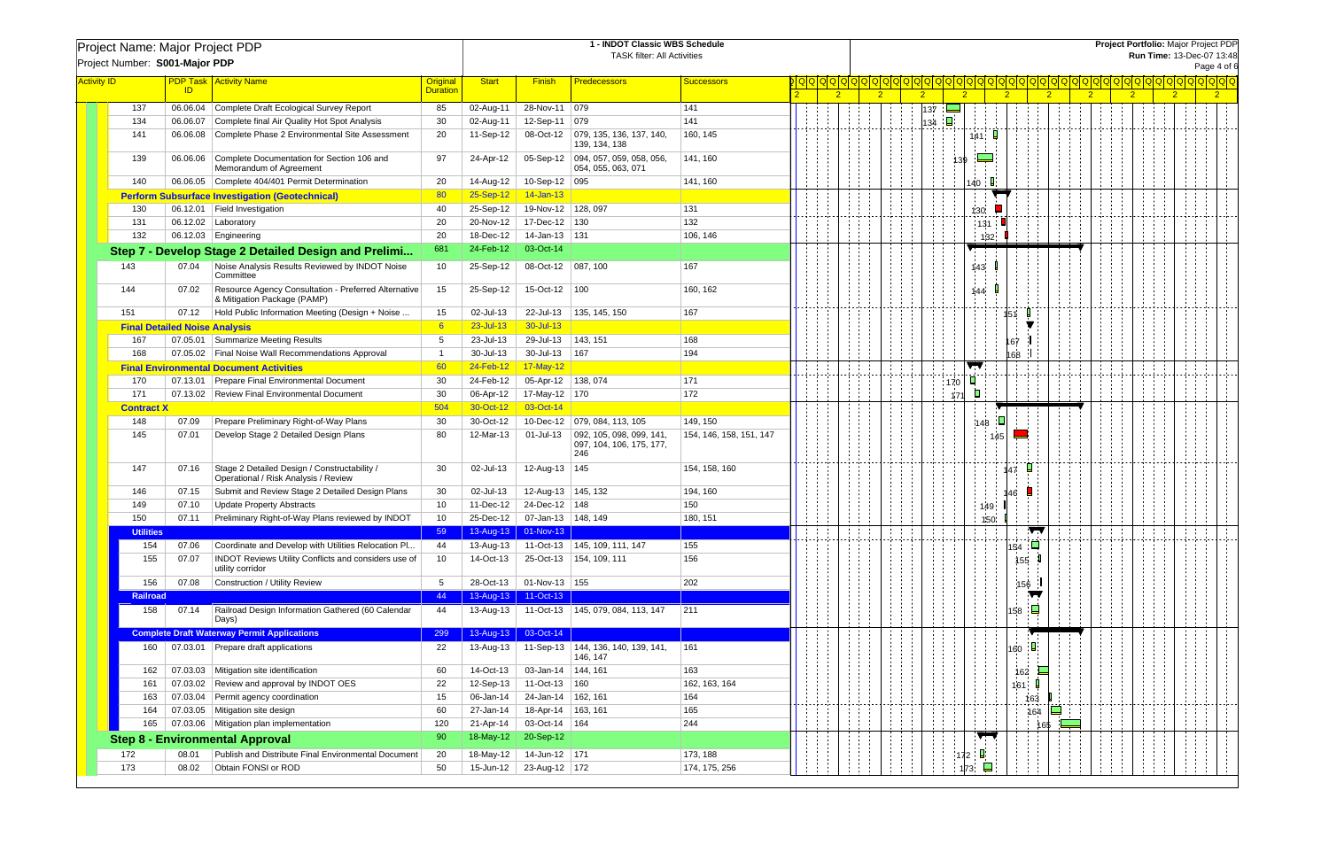Project Name: Major Project PDP
Project Number: S001-Major PDP

1 - INDOT Classic WBS Schedule
TASK filter: All Activities

Project Portfolio: Major Project PDP
Run Time: 13-Dec-07 13:48

| Activity ID | PDP Task ID | Activity Name | Original Duration | Start | Finish | Predecessors | Successors |
|---|---|---|---|---|---|---|---|
| 137 | 06.06.04 | Complete Draft Ecological Survey Report | 85 | 02-Aug-11 | 28-Nov-11 | 079 | 141 |
| 134 | 06.06.07 | Complete final Air Quality Hot Spot Analysis | 30 | 02-Aug-11 | 12-Sep-11 | 079 | 141 |
| 141 | 06.06.08 | Complete Phase 2 Environmental Site Assessment | 20 | 11-Sep-12 | 08-Oct-12 | 079, 135, 136, 137, 140, 139, 134, 138 | 160, 145 |
| 139 | 06.06.06 | Complete Documentation for Section 106 and Memorandum of Agreement | 97 | 24-Apr-12 | 05-Sep-12 | 094, 057, 059, 058, 056, 054, 055, 063, 071 | 141, 160 |
| 140 | 06.06.05 | Complete 404/401 Permit Determination | 20 | 14-Aug-12 | 10-Sep-12 | 095 | 141, 160 |
| **Perform Subsurface Investigation (Geotechnical)** | | | 80 | 25-Sep-12 | 14-Jan-13 | | |
| 130 | 06.12.01 | Field Investigation | 40 | 25-Sep-12 | 19-Nov-12 | 128, 097 | 131 |
| 131 | 06.12.02 | Laboratory | 20 | 20-Nov-12 | 17-Dec-12 | 130 | 132 |
| 132 | 06.12.03 | Engineering | 20 | 18-Dec-12 | 14-Jan-13 | 131 | 106, 146 |
| **Step 7 - Develop Stage 2 Detailed Design and Prelimi...** | | | 681 | 24-Feb-12 | 03-Oct-14 | | |
| 143 | 07.04 | Noise Analysis Results Reviewed by INDOT Noise Committee | 10 | 25-Sep-12 | 08-Oct-12 | 087, 100 | 167 |
| 144 | 07.02 | Resource Agency Consultation - Preferred Alternative & Mitigation Package (PAMP) | 15 | 25-Sep-12 | 15-Oct-12 | 100 | 160, 162 |
| 151 | 07.12 | Hold Public Information Meeting (Design + Noise ... | 15 | 02-Jul-13 | 22-Jul-13 | 135, 145, 150 | 167 |
| **Final Detailed Noise Analysis** | | | 6 | 23-Jul-13 | 30-Jul-13 | | |
| 167 | 07.05.01 | Summarize Meeting Results | 5 | 23-Jul-13 | 29-Jul-13 | 143, 151 | 168 |
| 168 | 07.05.02 | Final Noise Wall Recommendations Approval | 1 | 30-Jul-13 | 30-Jul-13 | 167 | 194 |
| **Final Environmental Document Activities** | | | 60 | 24-Feb-12 | 17-May-12 | | |
| 170 | 07.13.01 | Prepare Final Environmental Document | 30 | 24-Feb-12 | 05-Apr-12 | 138, 074 | 171 |
| 171 | 07.13.02 | Review Final Environmental Document | 30 | 06-Apr-12 | 17-May-12 | 170 | 172 |
| **Contract X** | | | 504 | 30-Oct-12 | 03-Oct-14 | | |
| 148 | 07.09 | Prepare Preliminary Right-of-Way Plans | 30 | 30-Oct-12 | 10-Dec-12 | 079, 084, 113, 105 | 149, 150 |
| 145 | 07.01 | Develop Stage 2 Detailed Design Plans | 80 | 12-Mar-13 | 01-Jul-13 | 092, 105, 098, 099, 141, 097, 104, 106, 175, 177, 246 | 154, 146, 158, 151, 147 |
| 147 | 07.16 | Stage 2 Detailed Design / Constructability / Operational / Risk Analysis / Review | 30 | 02-Jul-13 | 12-Aug-13 | 145 | 154, 158, 160 |
| 146 | 07.15 | Submit and Review Stage 2 Detailed Design Plans | 30 | 02-Jul-13 | 12-Aug-13 | 145, 132 | 194, 160 |
| 149 | 07.10 | Update Property Abstracts | 10 | 11-Dec-12 | 24-Dec-12 | 148 | 150 |
| 150 | 07.11 | Preliminary Right-of-Way Plans reviewed by INDOT | 10 | 25-Dec-12 | 07-Jan-13 | 148, 149 | 180, 151 |
| **Utilities** | | | 59 | 13-Aug-13 | 01-Nov-13 | | |
| 154 | 07.06 | Coordinate and Develop with Utilities Relocation Pl... | 44 | 13-Aug-13 | 11-Oct-13 | 145, 109, 111, 147 | 155 |
| 155 | 07.07 | INDOT Reviews Utility Conflicts and considers use of utility corridor | 10 | 14-Oct-13 | 25-Oct-13 | 154, 109, 111 | 156 |
| 156 | 07.08 | Construction / Utility Review | 5 | 28-Oct-13 | 01-Nov-13 | 155 | 202 |
| **Railroad** | | | 44 | 13-Aug-13 | 11-Oct-13 | | |
| 158 | 07.14 | Railroad Design Information Gathered (60 Calendar Days) | 44 | 13-Aug-13 | 11-Oct-13 | 145, 079, 084, 113, 147 | 211 |
| **Complete Draft Waterway Permit Applications** | | | 299 | 13-Aug-13 | 03-Oct-14 | | |
| 160 | 07.03.01 | Prepare draft applications | 22 | 13-Aug-13 | 11-Sep-13 | 144, 136, 140, 139, 141, 146, 147 | 161 |
| 162 | 07.03.03 | Mitigation site identification | 60 | 14-Oct-13 | 03-Jan-14 | 144, 161 | 163 |
| 161 | 07.03.02 | Review and approval by INDOT OES | 22 | 12-Sep-13 | 11-Oct-13 | 160 | 162, 163, 164 |
| 163 | 07.03.04 | Permit agency coordination | 15 | 06-Jan-14 | 24-Jan-14 | 162, 161 | 164 |
| 164 | 07.03.05 | Mitigation site design | 60 | 27-Jan-14 | 18-Apr-14 | 163, 161 | 165 |
| 165 | 07.03.06 | Mitigation plan implementation | 120 | 21-Apr-14 | 03-Oct-14 | 164 | 244 |
| **Step 8 - Environmental Approval** | | | 90 | 18-May-12 | 20-Sep-12 | | |
| 172 | 08.01 | Publish and Distribute Final Environmental Document | 20 | 18-May-12 | 14-Jun-12 | 171 | 173, 188 |
| 173 | 08.02 | Obtain FONSI or ROD | 50 | 15-Jun-12 | 23-Aug-12 | 172 | 174, 175, 256 |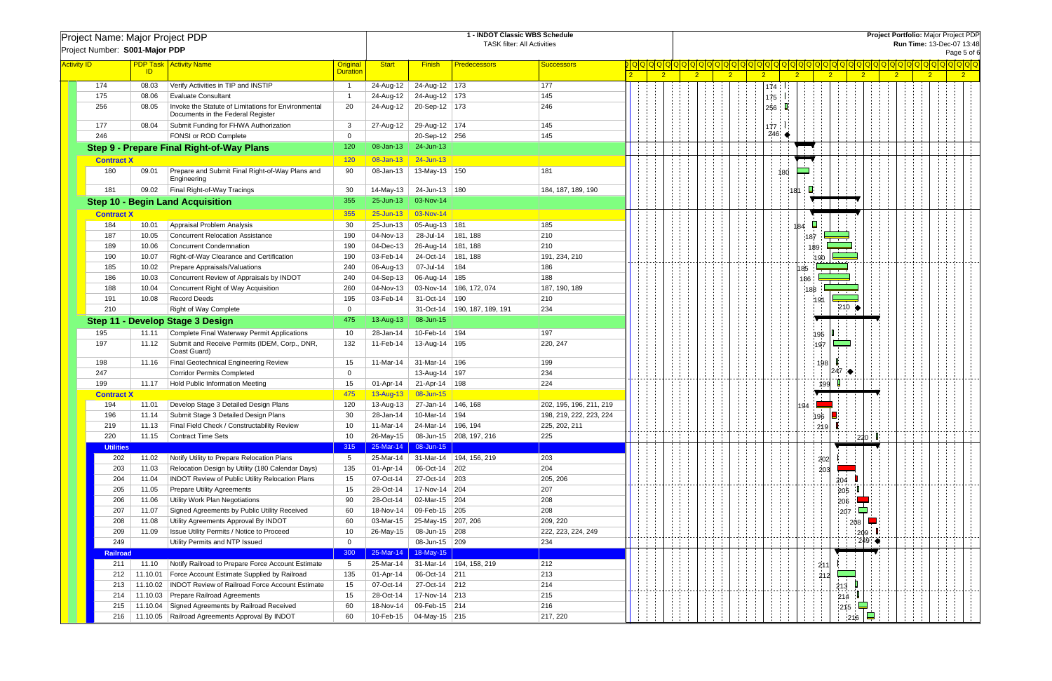Project Name: Major Project PDP
Project Number: S001-Major PDP

**1 - INDOT Classic WBS Schedule**
TASK filter: All Activities

**Project Portfolio:** Major Project PDP
**Run Time:** 13-Dec-07 13:48

| Activity ID | PDP Task ID | Activity Name | Original Duration | Start | Finish | Predecessors | Successors |
|---|---|---|---|---|---|---|---|
| 174 | 08.03 | Verify Activities in TIP and INSTIP | 1 | 24-Aug-12 | 24-Aug-12 | 173 | 177 |
| 175 | 08.06 | Evaluate Consultant | 1 | 24-Aug-12 | 24-Aug-12 | 173 | 145 |
| 256 | 08.05 | Invoke the Statute of Limitations for Environmental Documents in the Federal Register | 20 | 24-Aug-12 | 20-Sep-12 | 173 | 246 |
| 177 | 08.04 | Submit Funding for FHWA Authorization | 3 | 27-Aug-12 | 29-Aug-12 | 174 | 145 |
| 246 | | FONSI or ROD Complete | 0 | | 20-Sep-12 | 256 | 145 |
| **Step 9 - Prepare Final Right-of-Way Plans** | | | 120 | 08-Jan-13 | 24-Jun-13 | | |
| **Contract X** | | | 120 | 08-Jan-13 | 24-Jun-13 | | |
| 180 | 09.01 | Prepare and Submit Final Right-of-Way Plans and Engineering | 90 | 08-Jan-13 | 13-May-13 | 150 | 181 |
| 181 | 09.02 | Final Right-of-Way Tracings | 30 | 14-May-13 | 24-Jun-13 | 180 | 184, 187, 189, 190 |
| **Step 10 - Begin Land Acquisition** | | | 355 | 25-Jun-13 | 03-Nov-14 | | |
| **Contract X** | | | 355 | 25-Jun-13 | 03-Nov-14 | | |
| 184 | 10.01 | Appraisal Problem Analysis | 30 | 25-Jun-13 | 05-Aug-13 | 181 | 185 |
| 187 | 10.05 | Concurrent Relocation Assistance | 190 | 04-Nov-13 | 28-Jul-14 | 181, 188 | 210 |
| 189 | 10.06 | Concurrent Condemnation | 190 | 04-Dec-13 | 26-Aug-14 | 181, 188 | 210 |
| 190 | 10.07 | Right-of-Way Clearance and Certification | 190 | 03-Feb-14 | 24-Oct-14 | 181, 188 | 191, 234, 210 |
| 185 | 10.02 | Prepare Appraisals/Valuations | 240 | 06-Aug-13 | 07-Jul-14 | 184 | 186 |
| 186 | 10.03 | Concurrent Review of Appraisals by INDOT | 240 | 04-Sep-13 | 06-Aug-14 | 185 | 188 |
| 188 | 10.04 | Concurrent Right of Way Acquisition | 260 | 04-Nov-13 | 03-Nov-14 | 186, 172, 074 | 187, 190, 189 |
| 191 | 10.08 | Record Deeds | 195 | 03-Feb-14 | 31-Oct-14 | 190 | 210 |
| 210 | | Right of Way Complete | 0 | | 31-Oct-14 | 190, 187, 189, 191 | 234 |
| **Step 11 - Develop Stage 3 Design** | | | 475 | 13-Aug-13 | 08-Jun-15 | | |
| 195 | 11.11 | Complete Final Waterway Permit Applications | 10 | 28-Jan-14 | 10-Feb-14 | 194 | 197 |
| 197 | 11.12 | Submit and Receive Permits (IDEM, Corp., DNR, Coast Guard) | 132 | 11-Feb-14 | 13-Aug-14 | 195 | 220, 247 |
| 198 | 11.16 | Final Geotechnical Engineering Review | 15 | 11-Mar-14 | 31-Mar-14 | 196 | 199 |
| 247 | | Corridor Permits Completed | 0 | | 13-Aug-14 | 197 | 234 |
| 199 | 11.17 | Hold Public Information Meeting | 15 | 01-Apr-14 | 21-Apr-14 | 198 | 224 |
| **Contract X** | | | 475 | 13-Aug-13 | 08-Jun-15 | | |
| 194 | 11.01 | Develop Stage 3 Detailed Design Plans | 120 | 13-Aug-13 | 27-Jan-14 | 146, 168 | 202, 195, 196, 211, 219 |
| 196 | 11.14 | Submit Stage 3 Detailed Design Plans | 30 | 28-Jan-14 | 10-Mar-14 | 194 | 198, 219, 222, 223, 224 |
| 219 | 11.13 | Final Field Check / Constructability Review | 10 | 11-Mar-14 | 24-Mar-14 | 196, 194 | 225, 202, 211 |
| 220 | 11.15 | Contract Time Sets | 10 | 26-May-15 | 08-Jun-15 | 208, 197, 216 | 225 |
| **Utilities** | | | 315 | 25-Mar-14 | 08-Jun-15 | | |
| 202 | 11.02 | Notify Utility to Prepare Relocation Plans | 5 | 25-Mar-14 | 31-Mar-14 | 194, 156, 219 | 203 |
| 203 | 11.03 | Relocation Design by Utility (180 Calendar Days) | 135 | 01-Apr-14 | 06-Oct-14 | 202 | 204 |
| 204 | 11.04 | INDOT Review of Public Utility Relocation Plans | 15 | 07-Oct-14 | 27-Oct-14 | 203 | 205, 206 |
| 205 | 11.05 | Prepare Utility Agreements | 15 | 28-Oct-14 | 17-Nov-14 | 204 | 207 |
| 206 | 11.06 | Utility Work Plan Negotiations | 90 | 28-Oct-14 | 02-Mar-15 | 204 | 208 |
| 207 | 11.07 | Signed Agreements by Public Utility Received | 60 | 18-Nov-14 | 09-Feb-15 | 205 | 208 |
| 208 | 11.08 | Utility Agreements Approval By INDOT | 60 | 03-Mar-15 | 25-May-15 | 207, 206 | 209, 220 |
| 209 | 11.09 | Issue Utility Permits / Notice to Proceed | 10 | 26-May-15 | 08-Jun-15 | 208 | 222, 223, 224, 249 |
| 249 | | Utility Permits and NTP Issued | 0 | | 08-Jun-15 | 209 | 234 |
| **Railroad** | | | 300 | 25-Mar-14 | 18-May-15 | | |
| 211 | 11.10 | Notify Railroad to Prepare Force Account Estimate | 5 | 25-Mar-14 | 31-Mar-14 | 194, 158, 219 | 212 |
| 212 | 11.10.01 | Force Account Estimate Supplied by Railroad | 135 | 01-Apr-14 | 06-Oct-14 | 211 | 213 |
| 213 | 11.10.02 | INDOT Review of Railroad Force Account Estimate | 15 | 07-Oct-14 | 27-Oct-14 | 212 | 214 |
| 214 | 11.10.03 | Prepare Railroad Agreements | 15 | 28-Oct-14 | 17-Nov-14 | 213 | 215 |
| 215 | 11.10.04 | Signed Agreements by Railroad Received | 60 | 18-Nov-14 | 09-Feb-15 | 214 | 216 |
| 216 | 11.10.05 | Railroad Agreements Approval By INDOT | 60 | 10-Feb-15 | 04-May-15 | 215 | 217, 220 |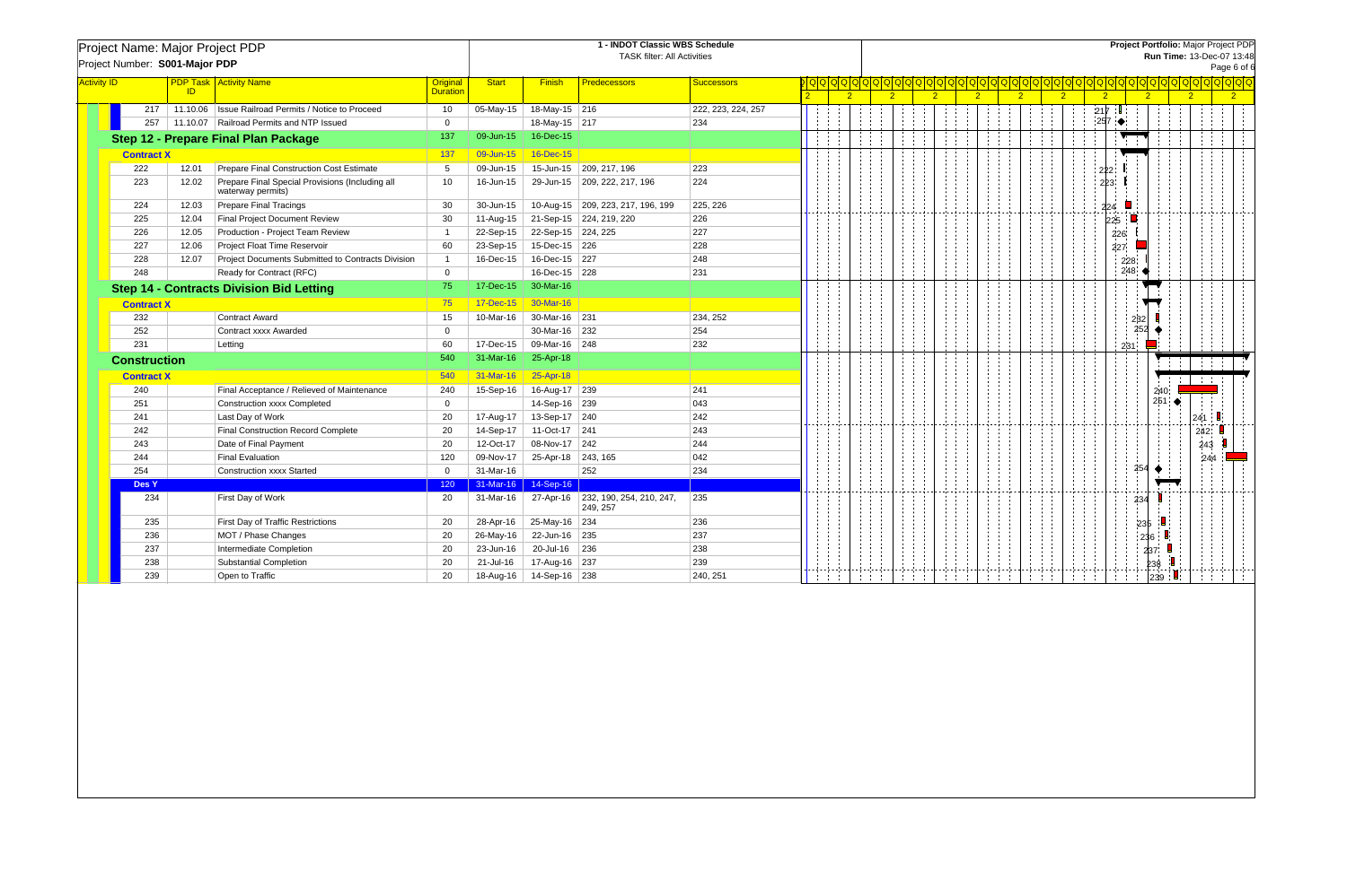Project Name: Major Project PDP

Project Number: **S001-Major Project PDP**

**1 - INDOT Classic WBS Schedule**

TASK filter: All Activities

**Project Portfolio:** Major Project PDP

**Run Time:** 13-Dec-07 13:48

| Activity ID | PDP Task ID | Activity Name | Original Duration | Start | Finish | Predecessors | Successors |
|---|---|---|---|---|---|---|---|
| 217 | 11.10.06 | Issue Railroad Permits / Notice to Proceed | 10 | 05-May-15 | 18-May-15 | 216 | 222, 223, 224, 257 |
| 257 | 11.10.07 | Railroad Permits and NTP Issued | 0 | | 18-May-15 | 217 | 234 |
| **Step 12 - Prepare Final Plan Package** | | | 137 | 09-Jun-15 | 16-Dec-15 | | |
| **Contract X** | | | 137 | 09-Jun-15 | 16-Dec-15 | | |
| 222 | 12.01 | Prepare Final Construction Cost Estimate | 5 | 09-Jun-15 | 15-Jun-15 | 209, 217, 196 | 223 |
| 223 | 12.02 | Prepare Final Special Provisions (Including all waterway permits) | 10 | 16-Jun-15 | 29-Jun-15 | 209, 222, 217, 196 | 224 |
| 224 | 12.03 | Prepare Final Tracings | 30 | 30-Jun-15 | 10-Aug-15 | 209, 223, 217, 196, 199 | 225, 226 |
| 225 | 12.04 | Final Project Document Review | 30 | 11-Aug-15 | 21-Sep-15 | 224, 219, 220 | 226 |
| 226 | 12.05 | Production - Project Team Review | 1 | 22-Sep-15 | 22-Sep-15 | 224, 225 | 227 |
| 227 | 12.06 | Project Float Time Reservoir | 60 | 23-Sep-15 | 15-Dec-15 | 226 | 228 |
| 228 | 12.07 | Project Documents Submitted to Contracts Division | 1 | 16-Dec-15 | 16-Dec-15 | 227 | 248 |
| 248 | | Ready for Contract (RFC) | 0 | | 16-Dec-15 | 228 | 231 |
| **Step 14 - Contracts Division Bid Letting** | | | 75 | 17-Dec-15 | 30-Mar-16 | | |
| **Contract X** | | | 75 | 17-Dec-15 | 30-Mar-16 | | |
| 232 | | Contract Award | 15 | 10-Mar-16 | 30-Mar-16 | 231 | 234, 252 |
| 252 | | Contract xxxx Awarded | 0 | | 30-Mar-16 | 232 | 254 |
| 231 | | Letting | 60 | 17-Dec-15 | 09-Mar-16 | 248 | 232 |
| **Construction** | | | 540 | 31-Mar-16 | 25-Apr-18 | | |
| **Contract X** | | | 540 | 31-Mar-16 | 25-Apr-18 | | |
| 240 | | Final Acceptance / Relieved of Maintenance | 240 | 15-Sep-16 | 16-Aug-17 | 239 | 241 |
| 251 | | Construction xxxx Completed | 0 | | 14-Sep-16 | 239 | 043 |
| 241 | | Last Day of Work | 20 | 17-Aug-17 | 13-Sep-17 | 240 | 242 |
| 242 | | Final Construction Record Complete | 20 | 14-Sep-17 | 11-Oct-17 | 241 | 243 |
| 243 | | Date of Final Payment | 20 | 12-Oct-17 | 08-Nov-17 | 242 | 244 |
| 244 | | Final Evaluation | 120 | 09-Nov-17 | 25-Apr-18 | 243, 165 | 042 |
| 254 | | Construction xxxx Started | 0 | 31-Mar-16 | | 252 | 234 |
| **Des Y** | | | 120 | 31-Mar-16 | 14-Sep-16 | | |
| 234 | | First Day of Work | 20 | 31-Mar-16 | 27-Apr-16 | 232, 190, 254, 210, 247, 249, 257 | 235 |
| 235 | | First Day of Traffic Restrictions | 20 | 28-Apr-16 | 25-May-16 | 234 | 236 |
| 236 | | MOT / Phase Changes | 20 | 26-May-16 | 22-Jun-16 | 235 | 237 |
| 237 | | Intermediate Completion | 20 | 23-Jun-16 | 20-Jul-16 | 236 | 238 |
| 238 | | Substantial Completion | 20 | 21-Jul-16 | 17-Aug-16 | 237 | 239 |
| 239 | | Open to Traffic | 20 | 18-Aug-16 | 14-Sep-16 | 238 | 240, 251 |